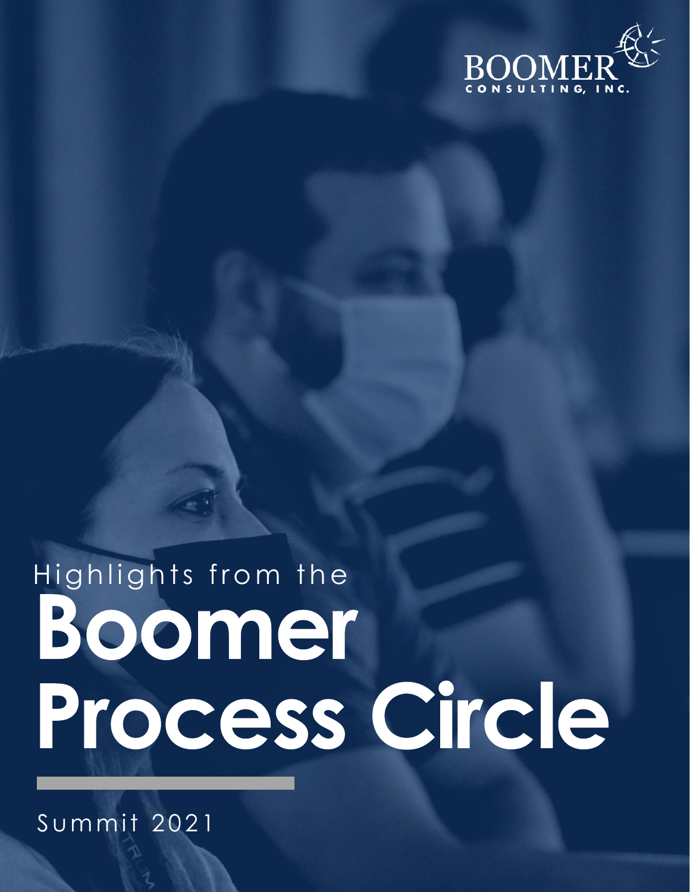BOOMER CONSULTING, INC.

Highlights from the

# Boomer Process Circle

Summit 2021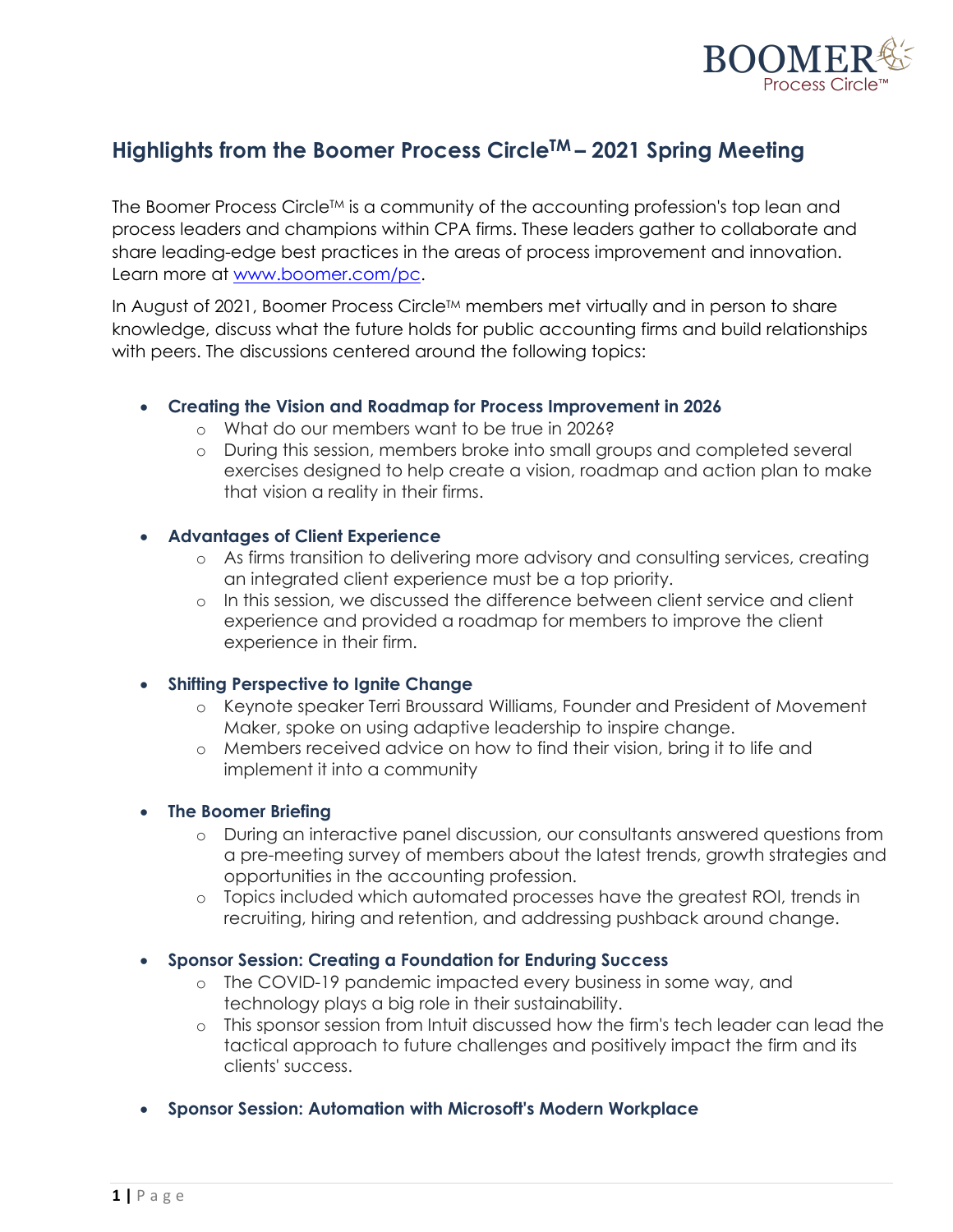## Highlights from the Boomer Process Circle™ – 2021 Spring Meeting

The Boomer Process Circle™ is a community of the accounting profession's top lean and process leaders and champions within CPA firms. These leaders gather to collaborate and share leading-edge best practices in the areas of process improvement and innovation. Learn more at [www.boomer.com/pc](www.boomer.com/pc).

In August of 2021, Boomer Process Circle™ members met virtually and in person to share knowledge, discuss what the future holds for public accounting firms and build relationships with peers. The discussions centered around the following topics:

- **Creating the Vision and Roadmap for Process Improvement in 2026**
    - What do our members want to be true in 2026?
    - During this session, members broke into small groups and completed several exercises designed to help create a vision, roadmap and action plan to make that vision a reality in their firms.

- **Advantages of Client Experience**
    - As firms transition to delivering more advisory and consulting services, creating an integrated client experience must be a top priority.
    - In this session, we discussed the difference between client service and client experience and provided a roadmap for members to improve the client experience in their firm.

- **Shifting Perspective to Ignite Change**
    - Keynote speaker Terri Broussard Williams, Founder and President of Movement Maker, spoke on using adaptive leadership to inspire change.
    - Members received advice on how to find their vision, bring it to life and implement it into a community

- **The Boomer Briefing**
    - During an interactive panel discussion, our consultants answered questions from a pre-meeting survey of members about the latest trends, growth strategies and opportunities in the accounting profession.
    - Topics included which automated processes have the greatest ROI, trends in recruiting, hiring and retention, and addressing pushback around change.

- **Sponsor Session: Creating a Foundation for Enduring Success**
    - The COVID-19 pandemic impacted every business in some way, and technology plays a big role in their sustainability.
    - This sponsor session from Intuit discussed how the firm's tech leader can lead the tactical approach to future challenges and positively impact the firm and its clients' success.

- **Sponsor Session: Automation with Microsoft's Modern Workplace**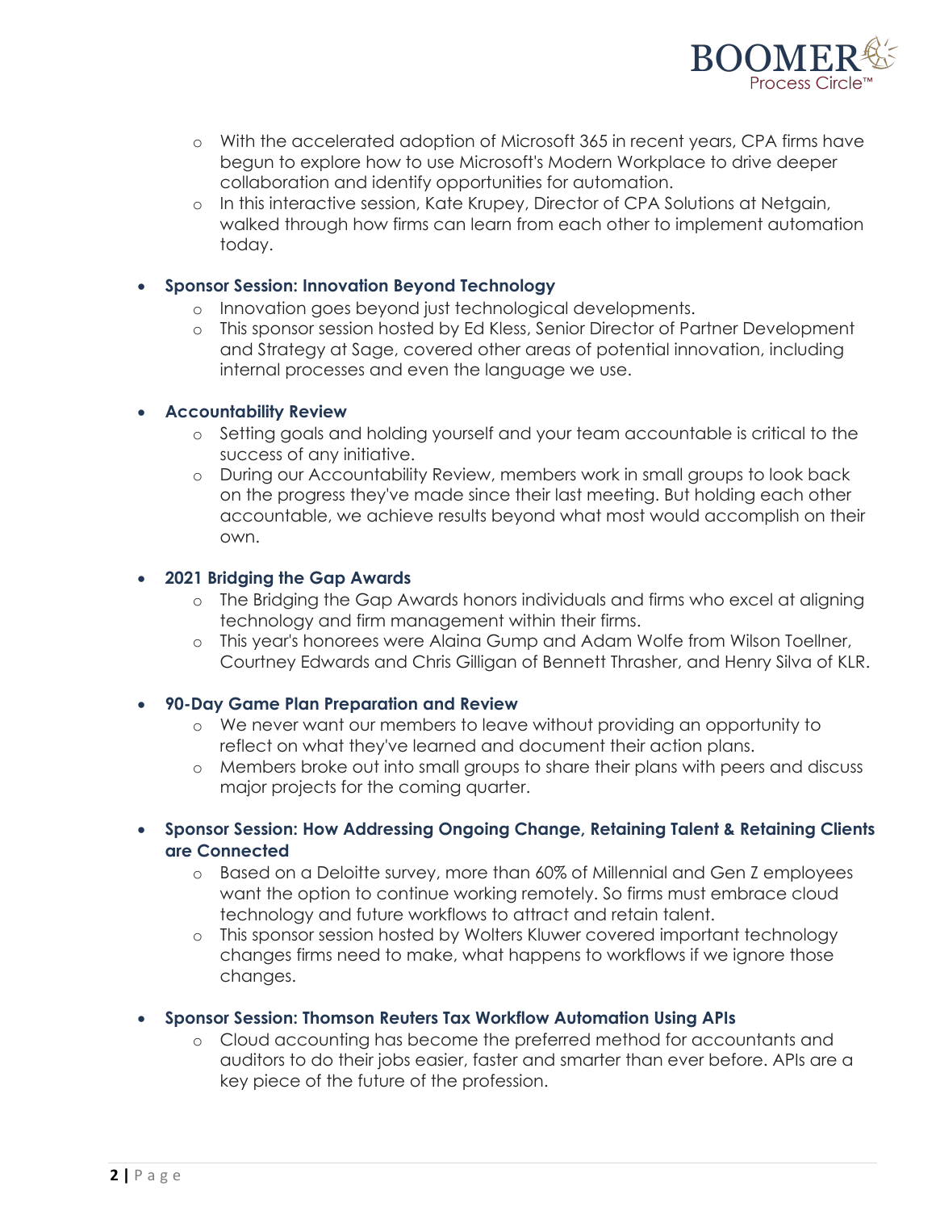- With the accelerated adoption of Microsoft 365 in recent years, CPA firms have begun to explore how to use Microsoft's Modern Workplace to drive deeper collaboration and identify opportunities for automation.
- In this interactive session, Kate Krupey, Director of CPA Solutions at Netgain, walked through how firms can learn from each other to implement automation today.

- **Sponsor Session: Innovation Beyond Technology**
  - Innovation goes beyond just technological developments.
  - This sponsor session hosted by Ed Kless, Senior Director of Partner Development and Strategy at Sage, covered other areas of potential innovation, including internal processes and even the language we use.

- **Accountability Review**
  - Setting goals and holding yourself and your team accountable is critical to the success of any initiative.
  - During our Accountability Review, members work in small groups to look back on the progress they've made since their last meeting. But holding each other accountable, we achieve results beyond what most would accomplish on their own.

- **2021 Bridging the Gap Awards**
  - The Bridging the Gap Awards honors individuals and firms who excel at aligning technology and firm management within their firms.
  - This year's honorees were Alaina Gump and Adam Wolfe from Wilson Toellner, Courtney Edwards and Chris Gilligan of Bennett Thrasher, and Henry Silva of KLR.

- **90-Day Game Plan Preparation and Review**
  - We never want our members to leave without providing an opportunity to reflect on what they've learned and document their action plans.
  - Members broke out into small groups to share their plans with peers and discuss major projects for the coming quarter.

- **Sponsor Session: How Addressing Ongoing Change, Retaining Talent & Retaining Clients are Connected**
  - Based on a Deloitte survey, more than 60% of Millennial and Gen Z employees want the option to continue working remotely. So firms must embrace cloud technology and future workflows to attract and retain talent.
  - This sponsor session hosted by Wolters Kluwer covered important technology changes firms need to make, what happens to workflows if we ignore those changes.

- **Sponsor Session: Thomson Reuters Tax Workflow Automation Using APIs**
  - Cloud accounting has become the preferred method for accountants and auditors to do their jobs easier, faster and smarter than ever before. APIs are a key piece of the future of the profession.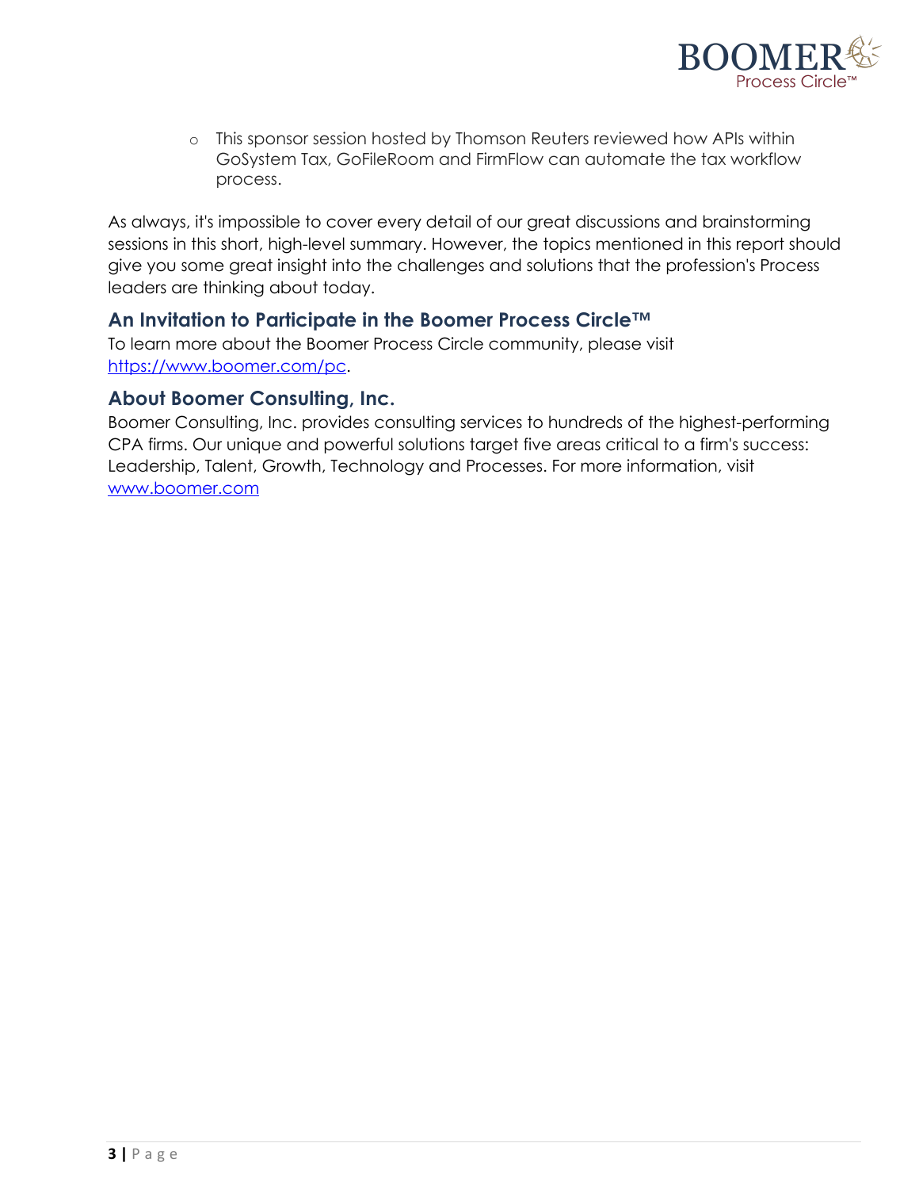- This sponsor session hosted by Thomson Reuters reviewed how APIs within GoSystem Tax, GoFileRoom and FirmFlow can automate the tax workflow process.

As always, it's impossible to cover every detail of our great discussions and brainstorming sessions in this short, high-level summary. However, the topics mentioned in this report should give you some great insight into the challenges and solutions that the profession's Process leaders are thinking about today.

## An Invitation to Participate in the Boomer Process Circle™

To learn more about the Boomer Process Circle community, please visit https://www.boomer.com/pc.

## About Boomer Consulting, Inc.

Boomer Consulting, Inc. provides consulting services to hundreds of the highest-performing CPA firms. Our unique and powerful solutions target five areas critical to a firm's success: Leadership, Talent, Growth, Technology and Processes. For more information, visit www.boomer.com